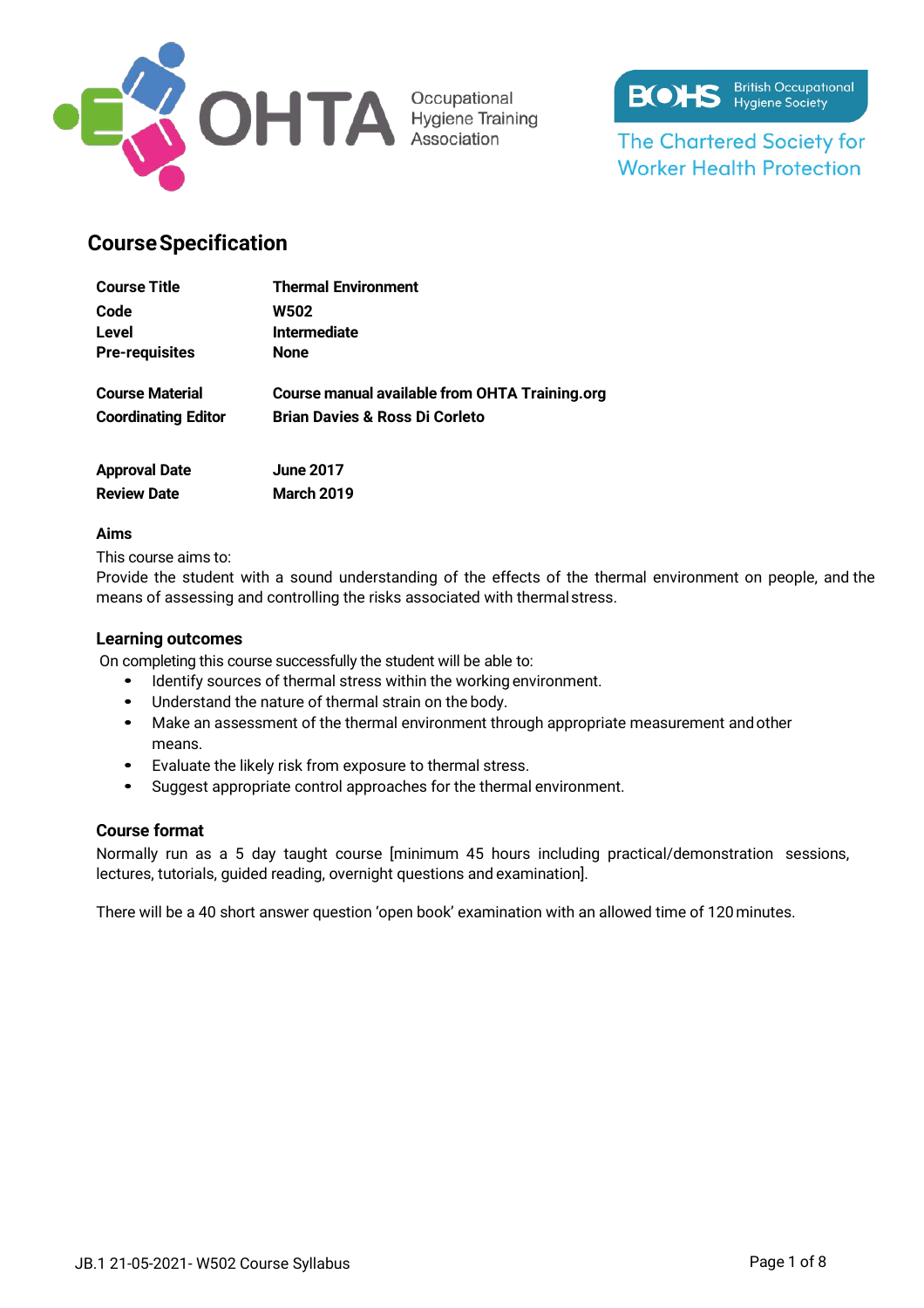## Course Specification

| | |
|---|---|
| **Course Title** | **Thermal Environment** |
| **Code** | **W502** |
| **Level** | **Intermediate** |
| **Pre-requisites** | **None** |
| **Course Material** | **Course manual available from OHTA Training.org** |
| **Coordinating Editor** | **Brian Davies & Ross Di Corleto** |
| **Approval Date** | **June 2017** |
| **Review Date** | **March 2019** |

### Aims

This course aims to:
Provide the student with a sound understanding of the effects of the thermal environment on people, and the means of assessing and controlling the risks associated with thermal stress.

### Learning outcomes

On completing this course successfully the student will be able to:

- Identify sources of thermal stress within the working environment.
- Understand the nature of thermal strain on the body.
- Make an assessment of the thermal environment through appropriate measurement and other means.
- Evaluate the likely risk from exposure to thermal stress.
- Suggest appropriate control approaches for the thermal environment.

### Course format

Normally run as a 5 day taught course [minimum 45 hours including practical/demonstration sessions, lectures, tutorials, guided reading, overnight questions and examination].

There will be a 40 short answer question 'open book' examination with an allowed time of 120 minutes.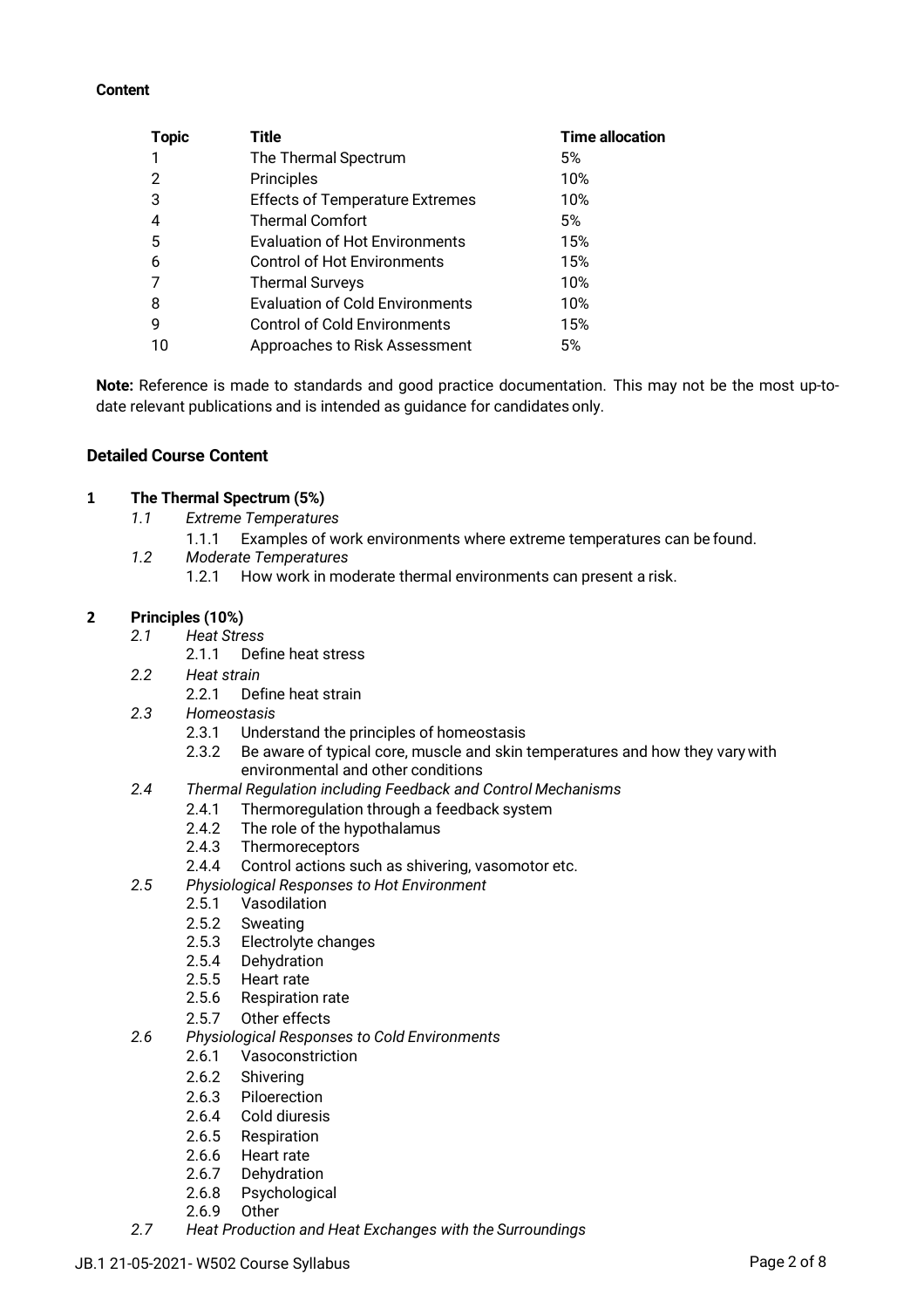**Content**

| Topic | Title | Time allocation |
|---|---|---|
| 1 | The Thermal Spectrum | 5% |
| 2 | Principles | 10% |
| 3 | Effects of Temperature Extremes | 10% |
| 4 | Thermal Comfort | 5% |
| 5 | Evaluation of Hot Environments | 15% |
| 6 | Control of Hot Environments | 15% |
| 7 | Thermal Surveys | 10% |
| 8 | Evaluation of Cold Environments | 10% |
| 9 | Control of Cold Environments | 15% |
| 10 | Approaches to Risk Assessment | 5% |

**Note:** Reference is made to standards and good practice documentation. This may not be the most up-to-date relevant publications and is intended as guidance for candidates only.

## Detailed Course Content

### 1 The Thermal Spectrum (5%)

- *1.1 Extreme Temperatures*
  - 1.1.1 Examples of work environments where extreme temperatures can be found.
- *1.2 Moderate Temperatures*
  - 1.2.1 How work in moderate thermal environments can present a risk.

### 2 Principles (10%)

- *2.1 Heat Stress*
  - 2.1.1 Define heat stress
- *2.2 Heat strain*
  - 2.2.1 Define heat strain
- *2.3 Homeostasis*
  - 2.3.1 Understand the principles of homeostasis
  - 2.3.2 Be aware of typical core, muscle and skin temperatures and how they vary with environmental and other conditions
- *2.4 Thermal Regulation including Feedback and Control Mechanisms*
  - 2.4.1 Thermoregulation through a feedback system
  - 2.4.2 The role of the hypothalamus
  - 2.4.3 Thermoreceptors
  - 2.4.4 Control actions such as shivering, vasomotor etc.
- *2.5 Physiological Responses to Hot Environment*
  - 2.5.1 Vasodilation
  - 2.5.2 Sweating
  - 2.5.3 Electrolyte changes
  - 2.5.4 Dehydration
  - 2.5.5 Heart rate
  - 2.5.6 Respiration rate
  - 2.5.7 Other effects
- *2.6 Physiological Responses to Cold Environments*
  - 2.6.1 Vasoconstriction
  - 2.6.2 Shivering
  - 2.6.3 Piloerection
  - 2.6.4 Cold diuresis
  - 2.6.5 Respiration
  - 2.6.6 Heart rate
  - 2.6.7 Dehydration
  - 2.6.8 Psychological
  - 2.6.9 Other
- *2.7 Heat Production and Heat Exchanges with the Surroundings*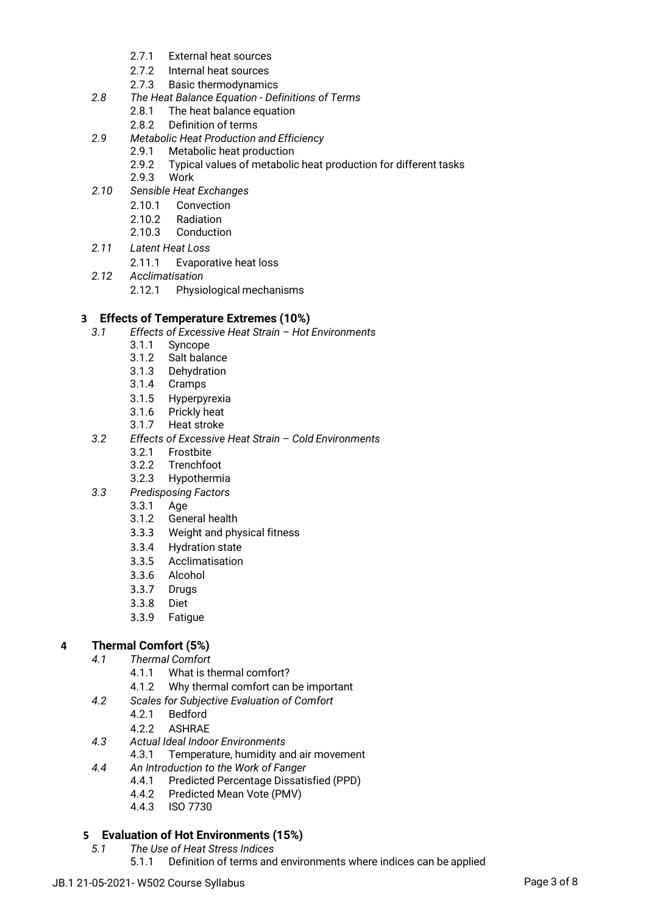- 2.7.1 External heat sources
- 2.7.2 Internal heat sources
- 2.7.3 Basic thermodynamics

*2.8 The Heat Balance Equation - Definitions of Terms*

- 2.8.1 The heat balance equation
- 2.8.2 Definition of terms

*2.9 Metabolic Heat Production and Efficiency*

- 2.9.1 Metabolic heat production
- 2.9.2 Typical values of metabolic heat production for different tasks
- 2.9.3 Work

*2.10 Sensible Heat Exchanges*

- 2.10.1 Convection
- 2.10.2 Radiation
- 2.10.3 Conduction

*2.11 Latent Heat Loss*

- 2.11.1 Evaporative heat loss

*2.12 Acclimatisation*

- 2.12.1 Physiological mechanisms

## 3 Effects of Temperature Extremes (10%)

*3.1 Effects of Excessive Heat Strain – Hot Environments*

- 3.1.1 Syncope
- 3.1.2 Salt balance
- 3.1.3 Dehydration
- 3.1.4 Cramps
- 3.1.5 Hyperpyrexia
- 3.1.6 Prickly heat
- 3.1.7 Heat stroke

*3.2 Effects of Excessive Heat Strain – Cold Environments*

- 3.2.1 Frostbite
- 3.2.2 Trenchfoot
- 3.2.3 Hypothermia

*3.3 Predisposing Factors*

- 3.3.1 Age
- 3.1.2 General health
- 3.3.3 Weight and physical fitness
- 3.3.4 Hydration state
- 3.3.5 Acclimatisation
- 3.3.6 Alcohol
- 3.3.7 Drugs
- 3.3.8 Diet
- 3.3.9 Fatigue

## 4 Thermal Comfort (5%)

*4.1 Thermal Comfort*

- 4.1.1 What is thermal comfort?
- 4.1.2 Why thermal comfort can be important

*4.2 Scales for Subjective Evaluation of Comfort*

- 4.2.1 Bedford
- 4.2.2 ASHRAE

*4.3 Actual Ideal Indoor Environments*

- 4.3.1 Temperature, humidity and air movement

*4.4 An Introduction to the Work of Fanger*

- 4.4.1 Predicted Percentage Dissatisfied (PPD)
- 4.4.2 Predicted Mean Vote (PMV)
- 4.4.3 ISO 7730

## 5 Evaluation of Hot Environments (15%)

*5.1 The Use of Heat Stress Indices*

- 5.1.1 Definition of terms and environments where indices can be applied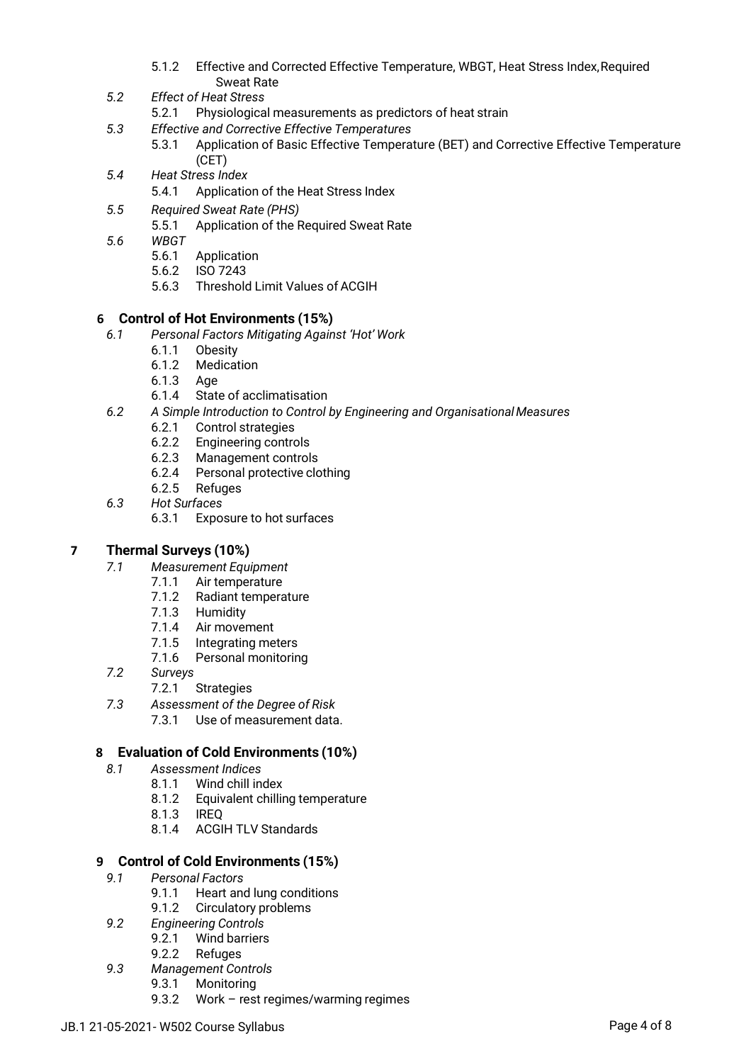5.1.2 Effective and Corrected Effective Temperature, WBGT, Heat Stress Index, Required Sweat Rate

*5.2 Effect of Heat Stress*

5.2.1 Physiological measurements as predictors of heat strain

*5.3 Effective and Corrective Effective Temperatures*

5.3.1 Application of Basic Effective Temperature (BET) and Corrective Effective Temperature (CET)

*5.4 Heat Stress Index*

5.4.1 Application of the Heat Stress Index

*5.5 Required Sweat Rate (PHS)*

5.5.1 Application of the Required Sweat Rate

*5.6 WBGT*

5.6.1 Application

5.6.2 ISO 7243

5.6.3 Threshold Limit Values of ACGIH

## 6 Control of Hot Environments (15%)

*6.1 Personal Factors Mitigating Against 'Hot' Work*

6.1.1 Obesity

6.1.2 Medication

6.1.3 Age

6.1.4 State of acclimatisation

*6.2 A Simple Introduction to Control by Engineering and Organisational Measures*

6.2.1 Control strategies

6.2.2 Engineering controls

6.2.3 Management controls

6.2.4 Personal protective clothing

6.2.5 Refuges

*6.3 Hot Surfaces*

6.3.1 Exposure to hot surfaces

## 7 Thermal Surveys (10%)

*7.1 Measurement Equipment*

7.1.1 Air temperature

7.1.2 Radiant temperature

7.1.3 Humidity

7.1.4 Air movement

7.1.5 Integrating meters

7.1.6 Personal monitoring

*7.2 Surveys*

7.2.1 Strategies

*7.3 Assessment of the Degree of Risk*

7.3.1 Use of measurement data.

## 8 Evaluation of Cold Environments (10%)

*8.1 Assessment Indices*

8.1.1 Wind chill index

8.1.2 Equivalent chilling temperature

8.1.3 IREQ

8.1.4 ACGIH TLV Standards

## 9 Control of Cold Environments (15%)

*9.1 Personal Factors*

9.1.1 Heart and lung conditions

9.1.2 Circulatory problems

*9.2 Engineering Controls*

9.2.1 Wind barriers

9.2.2 Refuges

*9.3 Management Controls*

9.3.1 Monitoring

9.3.2 Work – rest regimes/warming regimes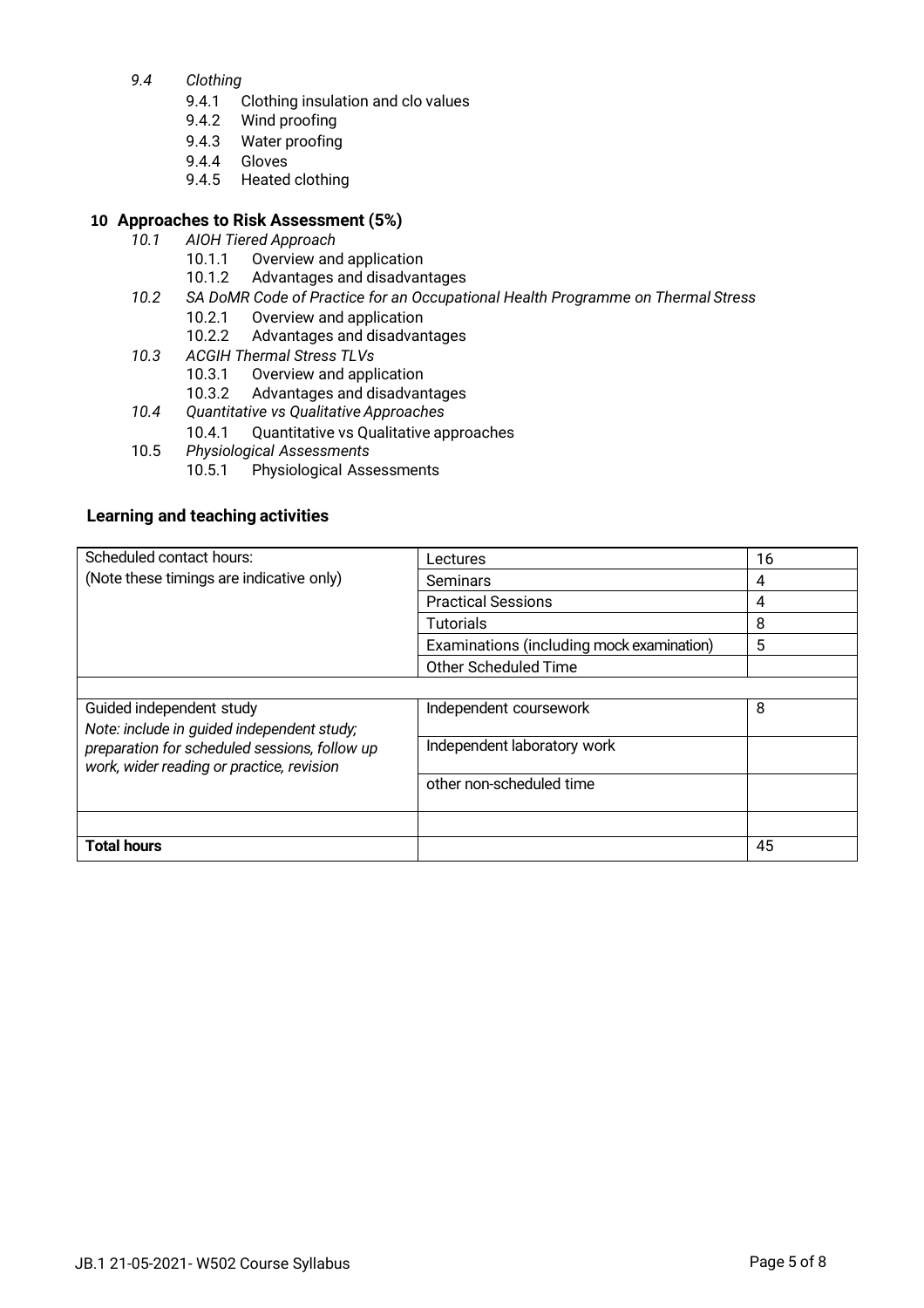- *9.4 Clothing*
    - 9.4.1 Clothing insulation and clo values
    - 9.4.2 Wind proofing
    - 9.4.3 Water proofing
    - 9.4.4 Gloves
    - 9.4.5 Heated clothing

## 10 Approaches to Risk Assessment (5%)

- *10.1 AIOH Tiered Approach*
    - 10.1.1 Overview and application
    - 10.1.2 Advantages and disadvantages
- *10.2 SA DoMR Code of Practice for an Occupational Health Programme on Thermal Stress*
    - 10.2.1 Overview and application
    - 10.2.2 Advantages and disadvantages
- *10.3 ACGIH Thermal Stress TLVs*
    - 10.3.1 Overview and application
    - 10.3.2 Advantages and disadvantages
- *10.4 Quantitative vs Qualitative Approaches*
    - 10.4.1 Quantitative vs Qualitative approaches
- 10.5 *Physiological Assessments*
    - 10.5.1 Physiological Assessments

### Learning and teaching activities

| Scheduled contact hours: (Note these timings are indicative only) | Lectures | 16 |
|---|---|---|
| | Seminars | 4 |
| | Practical Sessions | 4 |
| | Tutorials | 8 |
| | Examinations (including mock examination) | 5 |
| | Other Scheduled Time | |
| | | |
| Guided independent study *Note: include in guided independent study; preparation for scheduled sessions, follow up work, wider reading or practice, revision* | Independent coursework | 8 |
| | Independent laboratory work | |
| | other non-scheduled time | |
| | | |
| **Total hours** | | 45 |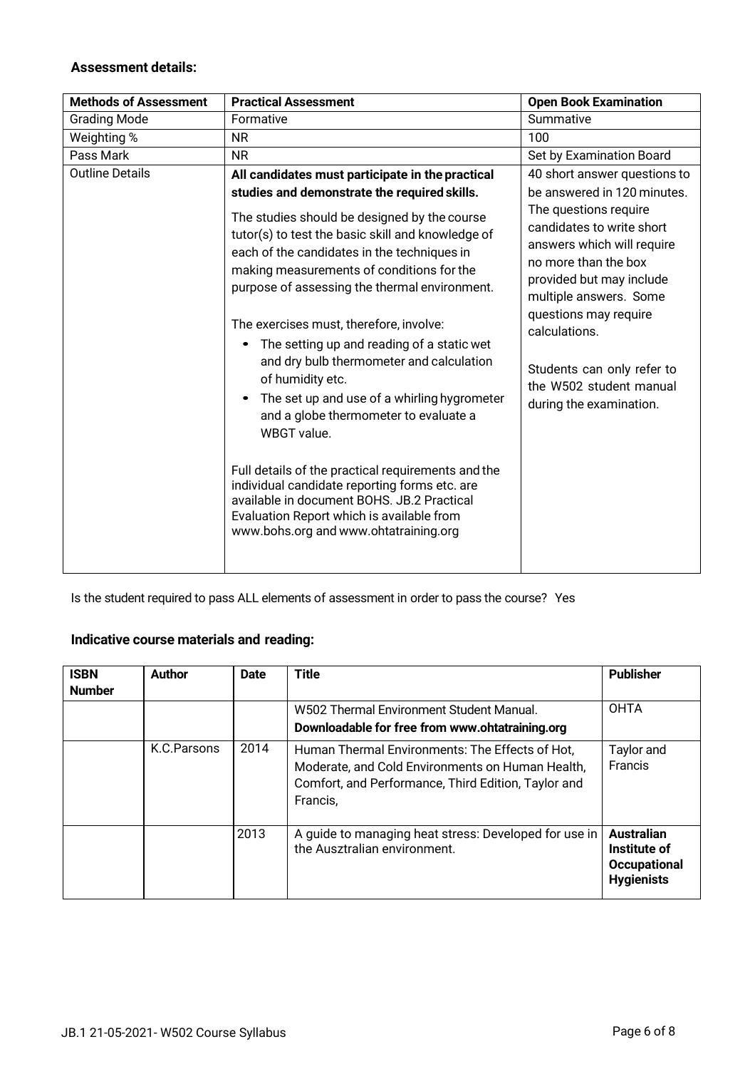### Assessment details:

| Methods of Assessment | Practical Assessment | Open Book Examination |
|---|---|---|
| Grading Mode | Formative | Summative |
| Weighting % | NR | 100 |
| Pass Mark | NR | Set by Examination Board |
| Outline Details | **All candidates must participate in the practical studies and demonstrate the required skills.**<br><br>The studies should be designed by the course tutor(s) to test the basic skill and knowledge of each of the candidates in the techniques in making measurements of conditions for the purpose of assessing the thermal environment.<br><br>The exercises must, therefore, involve:<br>• The setting up and reading of a static wet and dry bulb thermometer and calculation of humidity etc.<br>• The set up and use of a whirling hygrometer and a globe thermometer to evaluate a WBGT value.<br><br>Full details of the practical requirements and the individual candidate reporting forms etc. are available in document BOHS. JB.2 Practical Evaluation Report which is available from www.bohs.org and www.ohtatraining.org | 40 short answer questions to be answered in 120 minutes. The questions require candidates to write short answers which will require no more than the box provided but may include multiple answers. Some questions may require calculations.<br><br>Students can only refer to the W502 student manual during the examination. |

Is the student required to pass ALL elements of assessment in order to pass the course? Yes

### Indicative course materials and reading:

| ISBN Number | Author | Date | Title | Publisher |
|---|---|---|---|---|
| | | | W502 Thermal Environment Student Manual.<br>**Downloadable for free from www.ohtatraining.org** | OHTA |
| | K.C.Parsons | 2014 | Human Thermal Environments: The Effects of Hot, Moderate, and Cold Environments on Human Health, Comfort, and Performance, Third Edition, Taylor and Francis, | Taylor and Francis |
| | | 2013 | A guide to managing heat stress: Developed for use in the Ausztralian environment. | **Australian Institute of Occupational Hygienists** |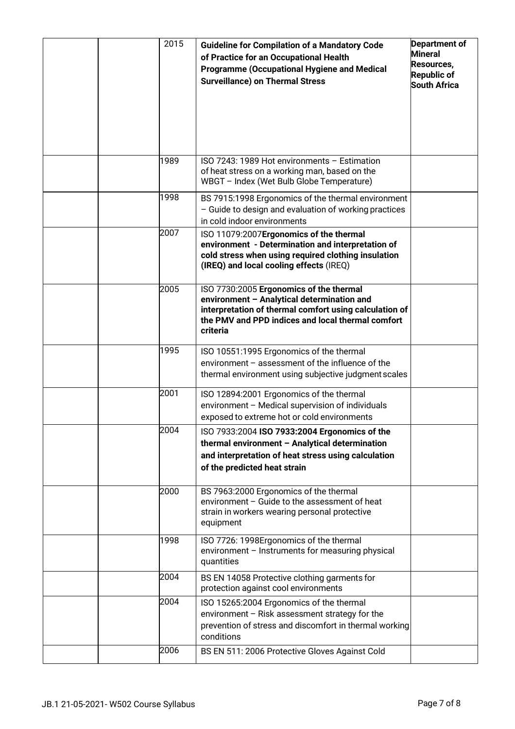| | | | | |
|---|---|---|---|---|
| | | 2015 | **Guideline for Compilation of a Mandatory Code of Practice for an Occupational Health Programme (Occupational Hygiene and Medical Surveillance) on Thermal Stress** | **Department of Mineral Resources, Republic of South Africa** |
| | | 1989 | ISO 7243: 1989 Hot environments – Estimation of heat stress on a working man, based on the WBGT – Index (Wet Bulb Globe Temperature) | |
| | | 1998 | BS 7915:1998 Ergonomics of the thermal environment – Guide to design and evaluation of working practices in cold indoor environments | |
| | | 2007 | ISO 11079:2007**Ergonomics of the thermal environment - Determination and interpretation of cold stress when using required clothing insulation (IREQ) and local cooling effects** (IREQ) | |
| | | 2005 | ISO 7730:2005 **Ergonomics of the thermal environment – Analytical determination and interpretation of thermal comfort using calculation of the PMV and PPD indices and local thermal comfort criteria** | |
| | | 1995 | ISO 10551:1995 Ergonomics of the thermal environment – assessment of the influence of the thermal environment using subjective judgment scales | |
| | | 2001 | ISO 12894:2001 Ergonomics of the thermal environment – Medical supervision of individuals exposed to extreme hot or cold environments | |
| | | 2004 | ISO 7933:2004 **ISO 7933:2004 Ergonomics of the thermal environment – Analytical determination and interpretation of heat stress using calculation of the predicted heat strain** | |
| | | 2000 | BS 7963:2000 Ergonomics of the thermal environment – Guide to the assessment of heat strain in workers wearing personal protective equipment | |
| | | 1998 | ISO 7726: 1998Ergonomics of the thermal environment – Instruments for measuring physical quantities | |
| | | 2004 | BS EN 14058 Protective clothing garments for protection against cool environments | |
| | | 2004 | ISO 15265:2004 Ergonomics of the thermal environment – Risk assessment strategy for the prevention of stress and discomfort in thermal working conditions | |
| | | 2006 | BS EN 511: 2006 Protective Gloves Against Cold | |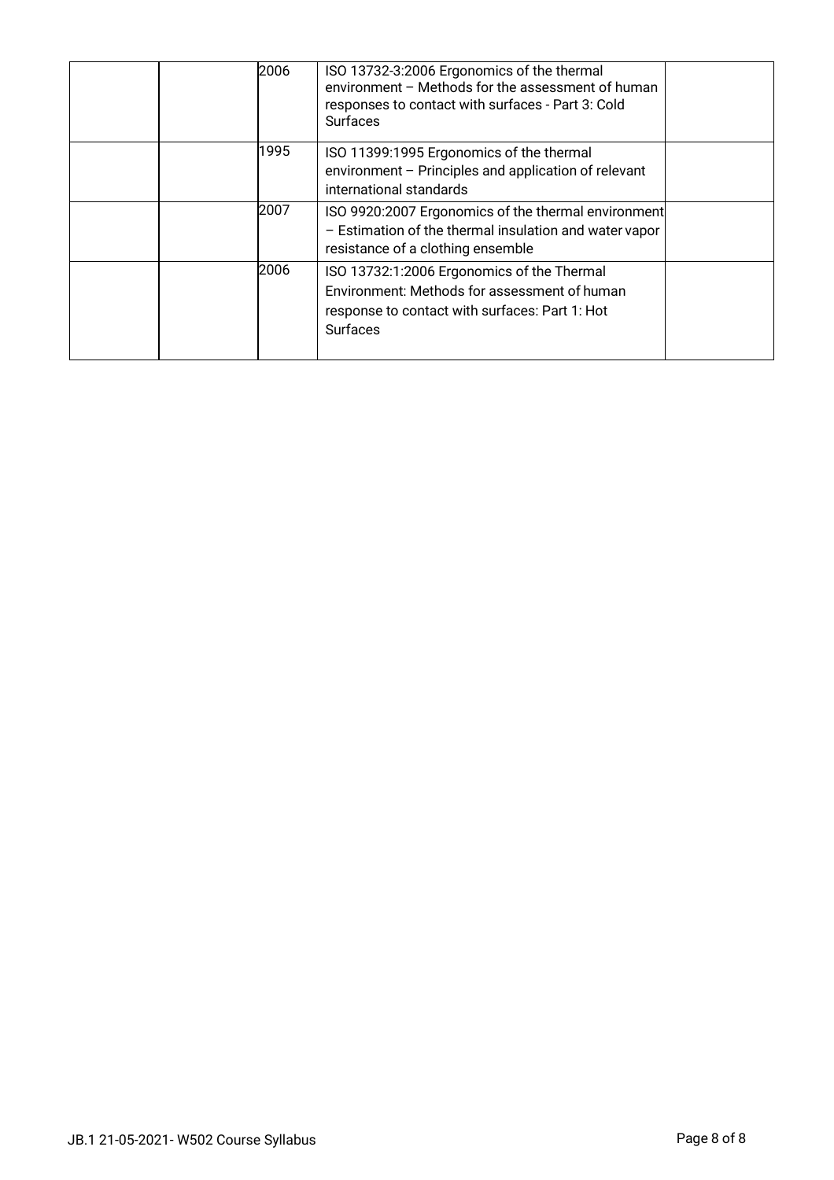| | | | | |
|---|---|---|---|---|
| | | 2006 | ISO 13732-3:2006 Ergonomics of the thermal environment – Methods for the assessment of human responses to contact with surfaces - Part 3: Cold Surfaces | |
| | | 1995 | ISO 11399:1995 Ergonomics of the thermal environment – Principles and application of relevant international standards | |
| | | 2007 | ISO 9920:2007 Ergonomics of the thermal environment – Estimation of the thermal insulation and water vapor resistance of a clothing ensemble | |
| | | 2006 | ISO 13732:1:2006 Ergonomics of the Thermal Environment: Methods for assessment of human response to contact with surfaces: Part 1: Hot Surfaces | |